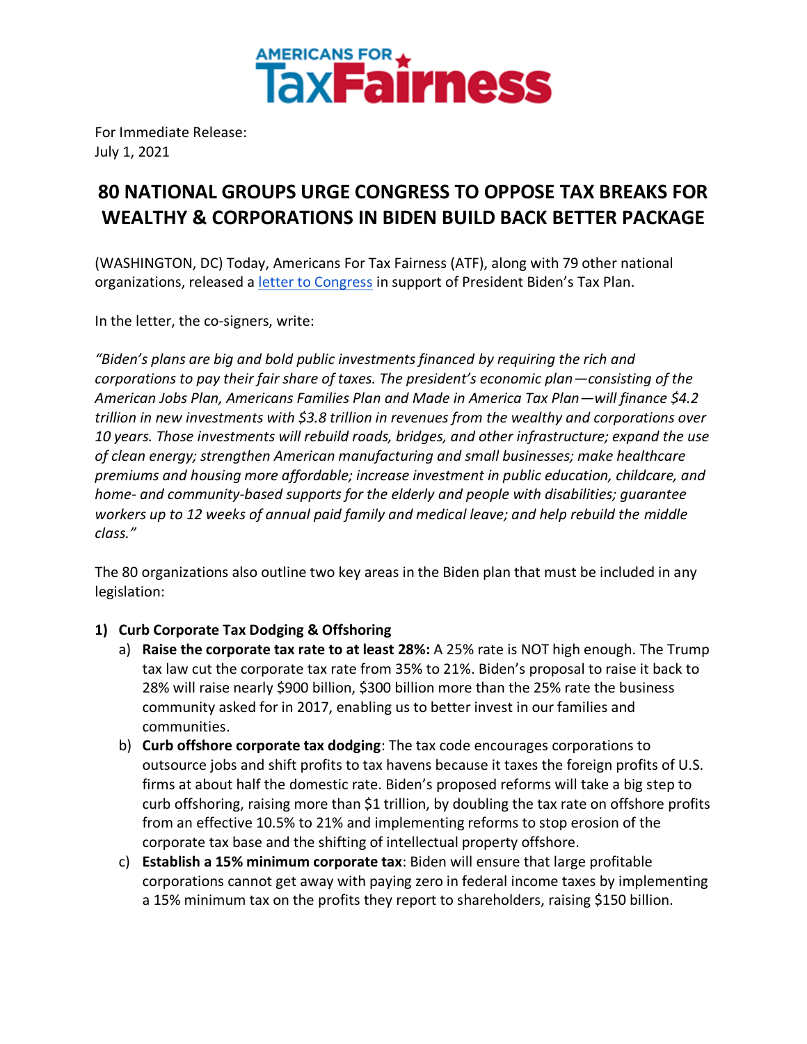AMERICANS FOR TaxFairness

For Immediate Release:
July 1, 2021

# 80 NATIONAL GROUPS URGE CONGRESS TO OPPOSE TAX BREAKS FOR WEALTHY & CORPORATIONS IN BIDEN BUILD BACK BETTER PACKAGE

(WASHINGTON, DC) Today, Americans For Tax Fairness (ATF), along with 79 other national organizations, released a letter to Congress in support of President Biden's Tax Plan.

In the letter, the co-signers, write:

*"Biden's plans are big and bold public investments financed by requiring the rich and corporations to pay their fair share of taxes. The president's economic plan—consisting of the American Jobs Plan, Americans Families Plan and Made in America Tax Plan—will finance $4.2 trillion in new investments with $3.8 trillion in revenues from the wealthy and corporations over 10 years. Those investments will rebuild roads, bridges, and other infrastructure; expand the use of clean energy; strengthen American manufacturing and small businesses; make healthcare premiums and housing more affordable; increase investment in public education, childcare, and home- and community-based supports for the elderly and people with disabilities; guarantee workers up to 12 weeks of annual paid family and medical leave; and help rebuild the middle class."*

The 80 organizations also outline two key areas in the Biden plan that must be included in any legislation:

1) **Curb Corporate Tax Dodging & Offshoring**
   a) **Raise the corporate tax rate to at least 28%:** A 25% rate is NOT high enough. The Trump tax law cut the corporate tax rate from 35% to 21%. Biden's proposal to raise it back to 28% will raise nearly $900 billion, $300 billion more than the 25% rate the business community asked for in 2017, enabling us to better invest in our families and communities.
   b) **Curb offshore corporate tax dodging**: The tax code encourages corporations to outsource jobs and shift profits to tax havens because it taxes the foreign profits of U.S. firms at about half the domestic rate. Biden's proposed reforms will take a big step to curb offshoring, raising more than $1 trillion, by doubling the tax rate on offshore profits from an effective 10.5% to 21% and implementing reforms to stop erosion of the corporate tax base and the shifting of intellectual property offshore.
   c) **Establish a 15% minimum corporate tax**: Biden will ensure that large profitable corporations cannot get away with paying zero in federal income taxes by implementing a 15% minimum tax on the profits they report to shareholders, raising $150 billion.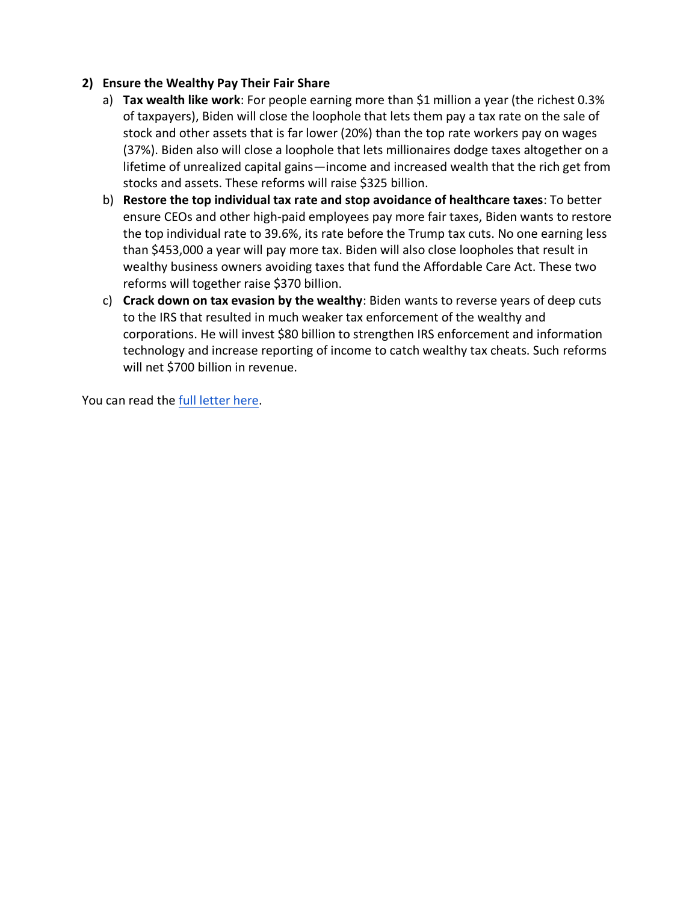2) **Ensure the Wealthy Pay Their Fair Share**
   a) **Tax wealth like work**: For people earning more than $1 million a year (the richest 0.3% of taxpayers), Biden will close the loophole that lets them pay a tax rate on the sale of stock and other assets that is far lower (20%) than the top rate workers pay on wages (37%). Biden also will close a loophole that lets millionaires dodge taxes altogether on a lifetime of unrealized capital gains—income and increased wealth that the rich get from stocks and assets. These reforms will raise $325 billion.
   b) **Restore the top individual tax rate and stop avoidance of healthcare taxes**: To better ensure CEOs and other high-paid employees pay more fair taxes, Biden wants to restore the top individual rate to 39.6%, its rate before the Trump tax cuts. No one earning less than $453,000 a year will pay more tax. Biden will also close loopholes that result in wealthy business owners avoiding taxes that fund the Affordable Care Act. These two reforms will together raise $370 billion.
   c) **Crack down on tax evasion by the wealthy**: Biden wants to reverse years of deep cuts to the IRS that resulted in much weaker tax enforcement of the wealthy and corporations. He will invest $80 billion to strengthen IRS enforcement and information technology and increase reporting of income to catch wealthy tax cheats. Such reforms will net $700 billion in revenue.

You can read the full letter here.